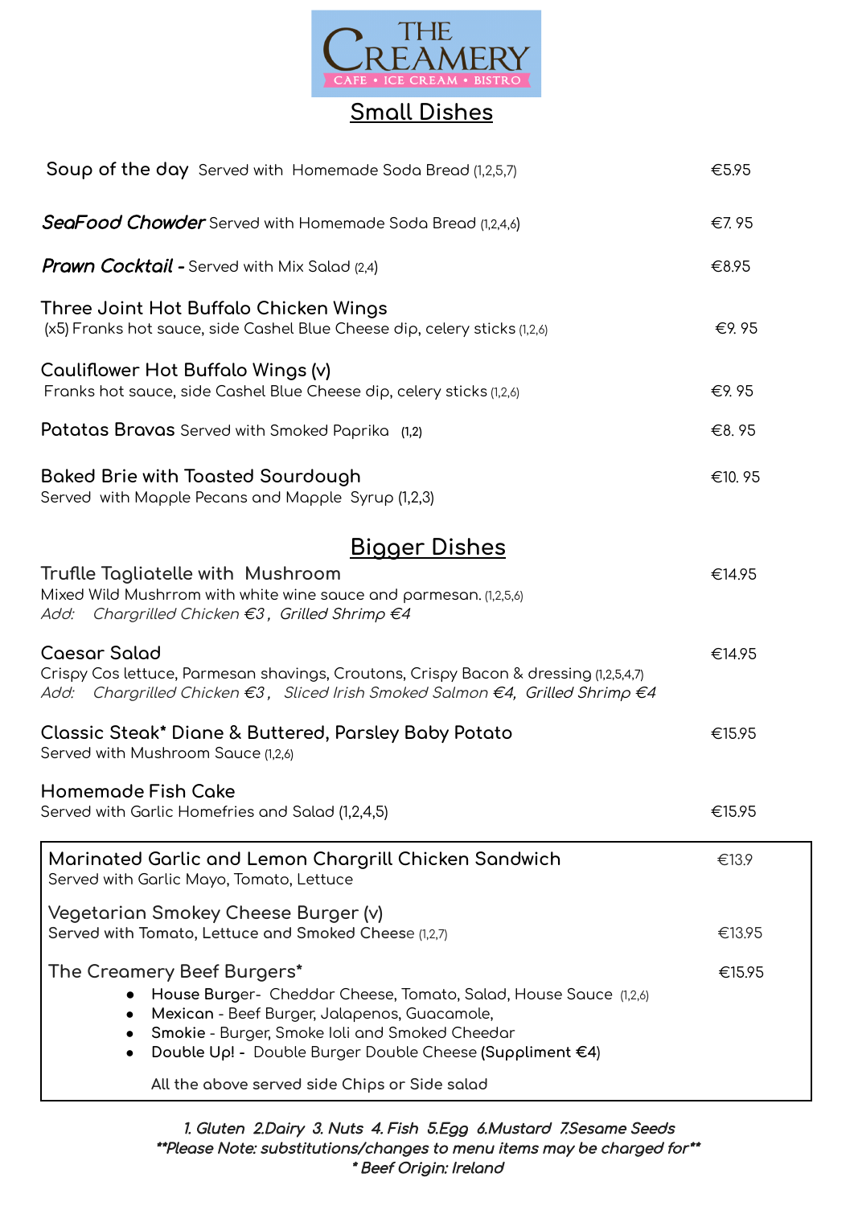# THE CREAMERY

CAFE • ICE CREAM • BISTRO

## Small Dishes

**Soup of the day** Served with Homemade Soda Bread (1,2,5,7) — €5.95

***SeaFood Chowder*** Served with Homemade Soda Bread (1,2,4,6) — €7. 95

***Prawn Cocktail*** - Served with Mix Salad (2,4) — €8.95

**Three Joint Hot Buffalo Chicken Wings**
(x5) Franks hot sauce, side Cashel Blue Cheese dip, celery sticks (1,2,6) — €9. 95

**Cauliflower Hot Buffalo Wings (v)**
Franks hot sauce, side Cashel Blue Cheese dip, celery sticks (1,2,6) — €9. 95

**Patatas Bravas** Served with Smoked Paprika (1,2) — €8. 95

**Baked Brie with Toasted Sourdough**
Served with Mapple Pecans and Mapple Syrup (1,2,3) — €10. 95

## Bigger Dishes

**Truflle Tagliatelle with Mushroom** — €14.95
Mixed Wild Mushrrom with white wine sauce and parmesan. (1,2,5,6)
*Add: Chargrilled Chicken €3 , Grilled Shrimp €4*

**Caesar Salad** — €14.95
Crispy Cos lettuce, Parmesan shavings, Croutons, Crispy Bacon & dressing (1,2,5,4,7)
*Add: Chargrilled Chicken €3 , Sliced Irish Smoked Salmon €4, Grilled Shrimp €4*

**Classic Steak* Diane & Buttered, Parsley Baby Potato** — €15.95
Served with Mushroom Sauce (1,2,6)

**Homemade Fish Cake**
Served with Garlic Homefries and Salad (1,2,4,5) — €15.95

---

**Marinated Garlic and Lemon Chargrill Chicken Sandwich** — €13.9
Served with Garlic Mayo, Tomato, Lettuce

**Vegetarian Smokey Cheese Burger (v)**
Served with Tomato, Lettuce and Smoked Cheese (1,2,7) — €13.95

**The Creamery Beef Burgers*** — €15.95

- **House Burger**- Cheddar Cheese, Tomato, Salad, House Sauce (1,2,6)
- **Mexican** - Beef Burger, Jalapenos, Guacamole,
- **Smokie** - Burger, Smoke Ioli and Smoked Cheedar
- **Double Up!** - Double Burger Double Cheese **(Suppliment €4)**

All the above served side Chips or Side salad

---

***1. Gluten 2.Dairy 3. Nuts 4. Fish 5.Egg 6.Mustard 7.Sesame Seeds***
***\*\*Please Note: substitutions/changes to menu items may be charged for\*\****
***\* Beef Origin: Ireland***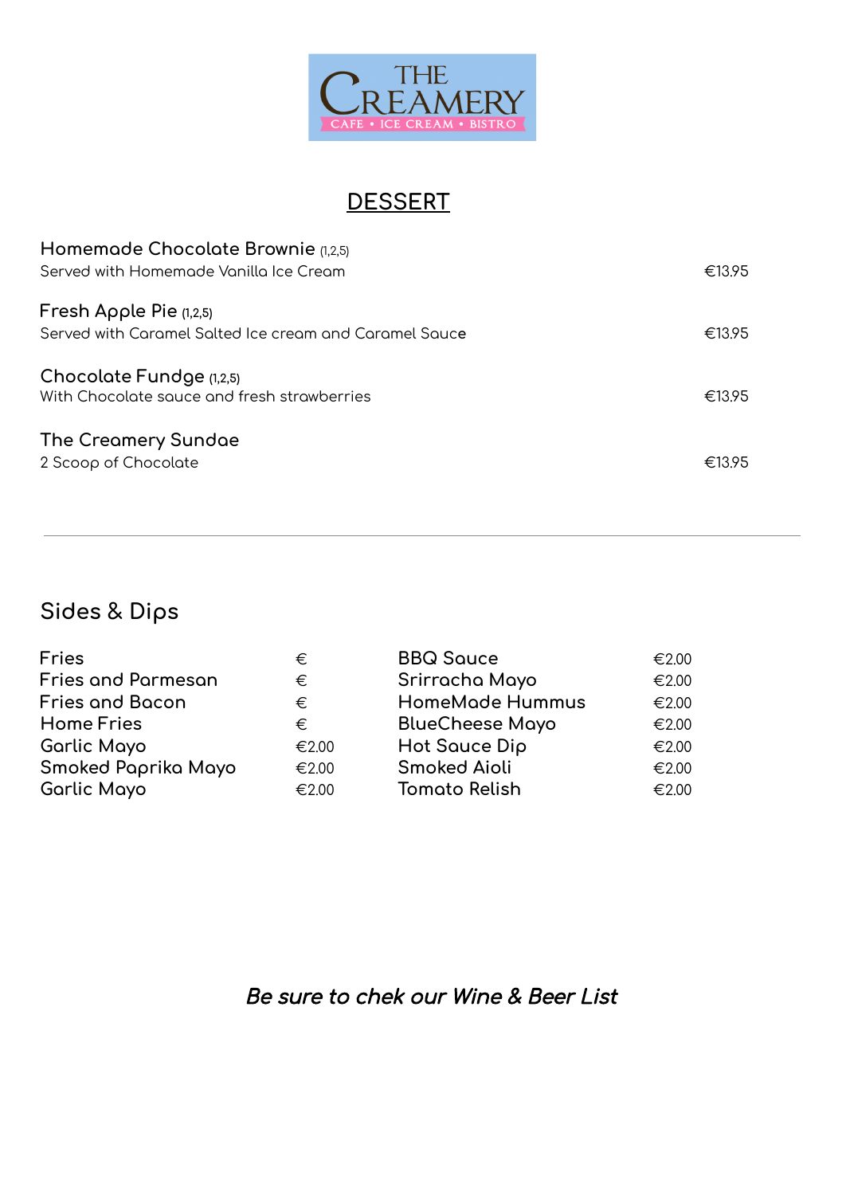THE CREAMERY
CAFE • ICE CREAM • BISTRO

# DESSERT

**Homemade Chocolate Brownie** (1,2,5)
Served with Homemade Vanilla Ice Cream — €13.95

**Fresh Apple Pie** (1,2,5)
Served with Caramel Salted Ice cream and Caramel Sauce — €13.95

**Chocolate Fundge** (1,2,5)
With Chocolate sauce and fresh strawberries — €13.95

**The Creamery Sundae**
2 Scoop of Chocolate — €13.95

---

## Sides & Dips

| | | | |
|---|---|---|---|
| Fries | € | BBQ Sauce | €2.00 |
| Fries and Parmesan | € | Srirracha Mayo | €2.00 |
| Fries and Bacon | € | HomeMade Hummus | €2.00 |
| Home Fries | € | BlueCheese Mayo | €2.00 |
| Garlic Mayo | €2.00 | Hot Sauce Dip | €2.00 |
| Smoked Paprika Mayo | €2.00 | Smoked Aioli | €2.00 |
| Garlic Mayo | €2.00 | Tomato Relish | €2.00 |

***Be sure to chek our Wine & Beer List***